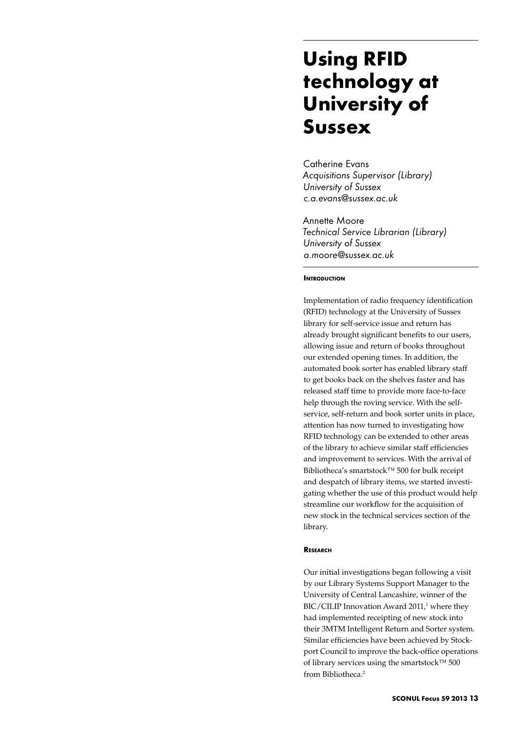# Using RFID technology at University of Sussex

Catherine Evans
*Acquisitions Supervisor (Library)*
*University of Sussex*
*c.a.evans@sussex.ac.uk*

Annette Moore
*Technical Service Librarian (Library)*
*University of Sussex*
*a.moore@sussex.ac.uk*

## Introduction

Implementation of radio frequency identification (RFID) technology at the University of Sussex library for self-service issue and return has already brought significant benefits to our users, allowing issue and return of books throughout our extended opening times. In addition, the automated book sorter has enabled library staff to get books back on the shelves faster and has released staff time to provide more face-to-face help through the roving service. With the self-service, self-return and book sorter units in place, attention has now turned to investigating how RFID technology can be extended to other areas of the library to achieve similar staff efficiencies and improvement to services. With the arrival of Bibliotheca's smartstock™ 500 for bulk receipt and despatch of library items, we started investigating whether the use of this product would help streamline our workflow for the acquisition of new stock in the technical services section of the library.

## Research

Our initial investigations began following a visit by our Library Systems Support Manager to the University of Central Lancashire, winner of the BIC/CILIP Innovation Award 2011,[1] where they had implemented receipting of new stock into their 3MTM Intelligent Return and Sorter system. Similar efficiencies have been achieved by Stockport Council to improve the back-office operations of library services using the smartstock™ 500 from Bibliotheca.[2]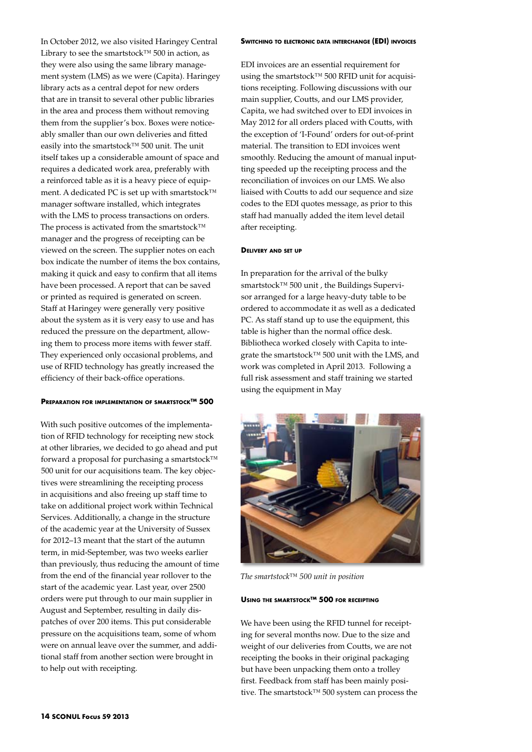In October 2012, we also visited Haringey Central Library to see the smartstock™ 500 in action, as they were also using the same library management system (LMS) as we were (Capita). Haringey library acts as a central depot for new orders that are in transit to several other public libraries in the area and process them without removing them from the supplier's box. Boxes were noticeably smaller than our own deliveries and fitted easily into the smartstock™ 500 unit. The unit itself takes up a considerable amount of space and requires a dedicated work area, preferably with a reinforced table as it is a heavy piece of equipment. A dedicated PC is set up with smartstock™ manager software installed, which integrates with the LMS to process transactions on orders. The process is activated from the smartstock™ manager and the progress of receipting can be viewed on the screen. The supplier notes on each box indicate the number of items the box contains, making it quick and easy to confirm that all items have been processed. A report that can be saved or printed as required is generated on screen. Staff at Haringey were generally very positive about the system as it is very easy to use and has reduced the pressure on the department, allowing them to process more items with fewer staff. They experienced only occasional problems, and use of RFID technology has greatly increased the efficiency of their back-office operations.

#### Preparation for implementation of smartstock™ 500

With such positive outcomes of the implementation of RFID technology for receipting new stock at other libraries, we decided to go ahead and put forward a proposal for purchasing a smartstock™ 500 unit for our acquisitions team. The key objectives were streamlining the receipting process in acquisitions and also freeing up staff time to take on additional project work within Technical Services. Additionally, a change in the structure of the academic year at the University of Sussex for 2012–13 meant that the start of the autumn term, in mid-September, was two weeks earlier than previously, thus reducing the amount of time from the end of the financial year rollover to the start of the academic year. Last year, over 2500 orders were put through to our main supplier in August and September, resulting in daily dispatches of over 200 items. This put considerable pressure on the acquisitions team, some of whom were on annual leave over the summer, and additional staff from another section were brought in to help out with receipting.

#### Switching to electronic data interchange (EDI) invoices

EDI invoices are an essential requirement for using the smartstock™ 500 RFID unit for acquisitions receipting. Following discussions with our main supplier, Coutts, and our LMS provider, Capita, we had switched over to EDI invoices in May 2012 for all orders placed with Coutts, with the exception of 'I-Found' orders for out-of-print material. The transition to EDI invoices went smoothly. Reducing the amount of manual inputting speeded up the receipting process and the reconciliation of invoices on our LMS. We also liaised with Coutts to add our sequence and size codes to the EDI quotes message, as prior to this staff had manually added the item level detail after receipting.

#### Delivery and set up

In preparation for the arrival of the bulky smartstock™ 500 unit , the Buildings Supervisor arranged for a large heavy-duty table to be ordered to accommodate it as well as a dedicated PC. As staff stand up to use the equipment, this table is higher than the normal office desk. Bibliotheca worked closely with Capita to integrate the smartstock™ 500 unit with the LMS, and work was completed in April 2013. Following a full risk assessment and staff training we started using the equipment in May

*The smartstock™ 500 unit in position*

#### Using the smartstock™ 500 for receipting

We have been using the RFID tunnel for receipting for several months now. Due to the size and weight of our deliveries from Coutts, we are not receipting the books in their original packaging but have been unpacking them onto a trolley first. Feedback from staff has been mainly positive. The smartstock™ 500 system can process the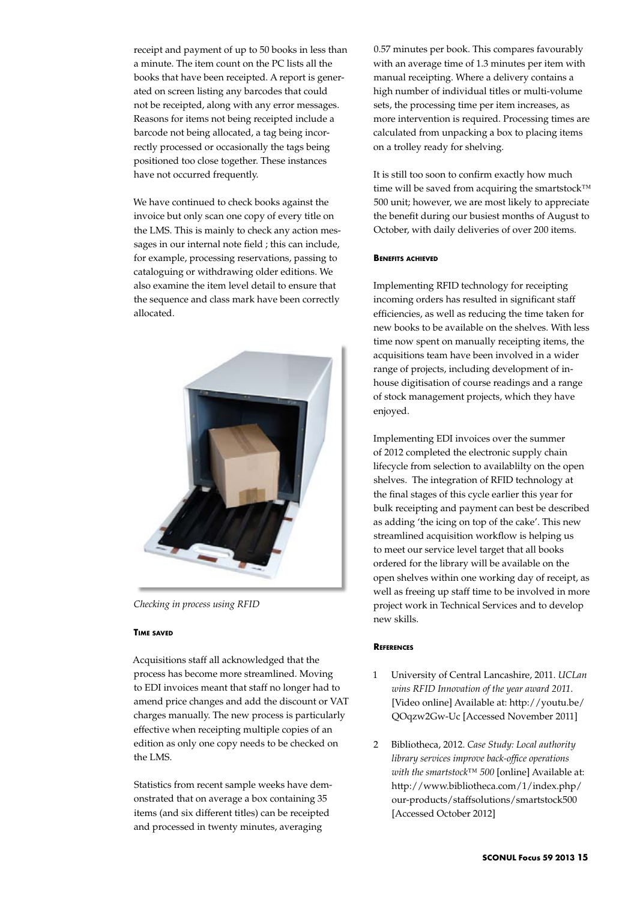receipt and payment of up to 50 books in less than a minute. The item count on the PC lists all the books that have been receipted. A report is generated on screen listing any barcodes that could not be receipted, along with any error messages. Reasons for items not being receipted include a barcode not being allocated, a tag being incorrectly processed or occasionally the tags being positioned too close together. These instances have not occurred frequently.

We have continued to check books against the invoice but only scan one copy of every title on the LMS. This is mainly to check any action messages in our internal note field ; this can include, for example, processing reservations, passing to cataloguing or withdrawing older editions. We also examine the item level detail to ensure that the sequence and class mark have been correctly allocated.

*Checking in process using RFID*

#### Time saved

Acquisitions staff all acknowledged that the process has become more streamlined. Moving to EDI invoices meant that staff no longer had to amend price changes and add the discount or VAT charges manually. The new process is particularly effective when receipting multiple copies of an edition as only one copy needs to be checked on the LMS.

Statistics from recent sample weeks have demonstrated that on average a box containing 35 items (and six different titles) can be receipted and processed in twenty minutes, averaging 0.57 minutes per book. This compares favourably with an average time of 1.3 minutes per item with manual receipting. Where a delivery contains a high number of individual titles or multi-volume sets, the processing time per item increases, as more intervention is required. Processing times are calculated from unpacking a box to placing items on a trolley ready for shelving.

It is still too soon to confirm exactly how much time will be saved from acquiring the smartstock™ 500 unit; however, we are most likely to appreciate the benefit during our busiest months of August to October, with daily deliveries of over 200 items.

#### Benefits achieved

Implementing RFID technology for receipting incoming orders has resulted in significant staff efficiencies, as well as reducing the time taken for new books to be available on the shelves. With less time now spent on manually receipting items, the acquisitions team have been involved in a wider range of projects, including development of in-house digitisation of course readings and a range of stock management projects, which they have enjoyed.

Implementing EDI invoices over the summer of 2012 completed the electronic supply chain lifecycle from selection to availablilty on the open shelves. The integration of RFID technology at the final stages of this cycle earlier this year for bulk receipting and payment can best be described as adding 'the icing on top of the cake'. This new streamlined acquisition workflow is helping us to meet our service level target that all books ordered for the library will be available on the open shelves within one working day of receipt, as well as freeing up staff time to be involved in more project work in Technical Services and to develop new skills.

#### References

1. University of Central Lancashire, 2011. *UCLan wins RFID Innovation of the year award 2011*. [Video online] Available at: http://youtu.be/QOqzw2Gw-Uc [Accessed November 2011]

2. Bibliotheca, 2012. *Case Study: Local authority library services improve back-office operations with the smartstock™ 500* [online] Available at: http://www.bibliotheca.com/1/index.php/our-products/staffsolutions/smartstock500 [Accessed October 2012]